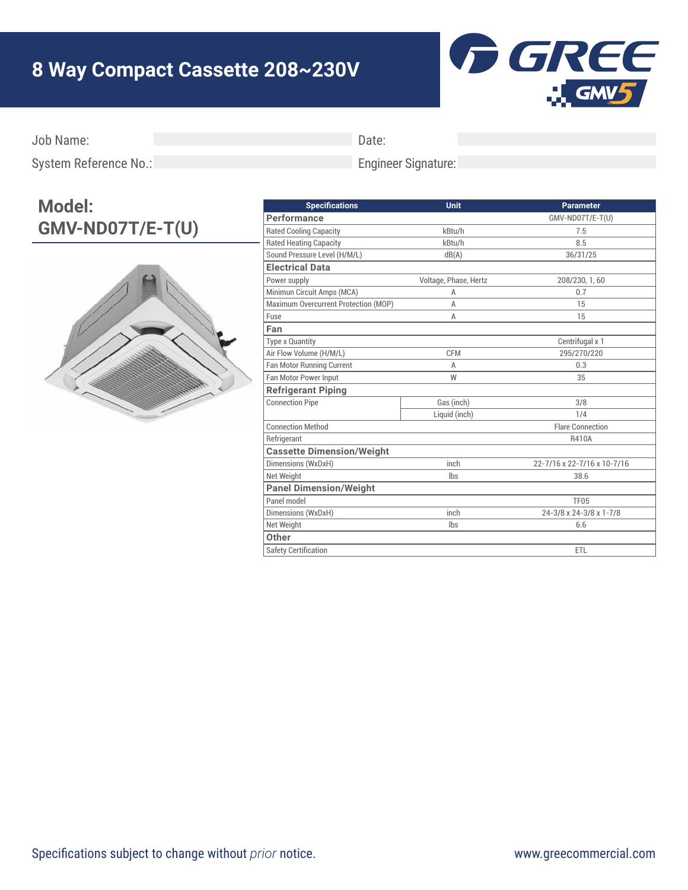# 8 Way Compact Cassette 208~230V

Job Name: | Date:

System Reference No.: | Engineer Signature:

## Model: GMV-ND07T/E-T(U)

| Specifications | Unit | | Parameter |
|---|---|---|---|
| **Performance** | | | GMV-ND07T/E-T(U) |
| Rated Cooling Capacity | kBtu/h | | 7.5 |
| Rated Heating Capacity | kBtu/h | | 8.5 |
| Sound Pressure Level (H/M/L) | dB(A) | | 36/31/25 |
| **Electrical Data** | | | |
| Power supply | Voltage, Phase, Hertz | | 208/230, 1, 60 |
| Minimun Circuit Amps (MCA) | A | | 0.7 |
| Maximum Overcurrent Protection (MOP) | A | | 15 |
| Fuse | A | | 15 |
| **Fan** | | | |
| Type x Quantity | | | Centrifugal x 1 |
| Air Flow Volume (H/M/L) | CFM | | 295/270/220 |
| Fan Motor Running Current | A | | 0.3 |
| Fan Motor Power Input | W | | 35 |
| **Refrigerant Piping** | | | |
| Connection Pipe | | Gas (inch) | 3/8 |
| | | Liquid (inch) | 1/4 |
| Connection Method | | | Flare Connection |
| Refrigerant | | | R410A |
| **Cassette Dimension/Weight** | | | |
| Dimensions (WxDxH) | inch | | 22-7/16 x 22-7/16 x 10-7/16 |
| Net Weight | lbs | | 38.6 |
| **Panel Dimension/Weight** | | | |
| Panel model | | | TF05 |
| Dimensions (WxDxH) | inch | | 24-3/8 x 24-3/8 x 1-7/8 |
| Net Weight | lbs | | 6.6 |
| **Other** | | | |
| Safety Certification | | | ETL |

Specifications subject to change without *prior* notice.

www.greecommercial.com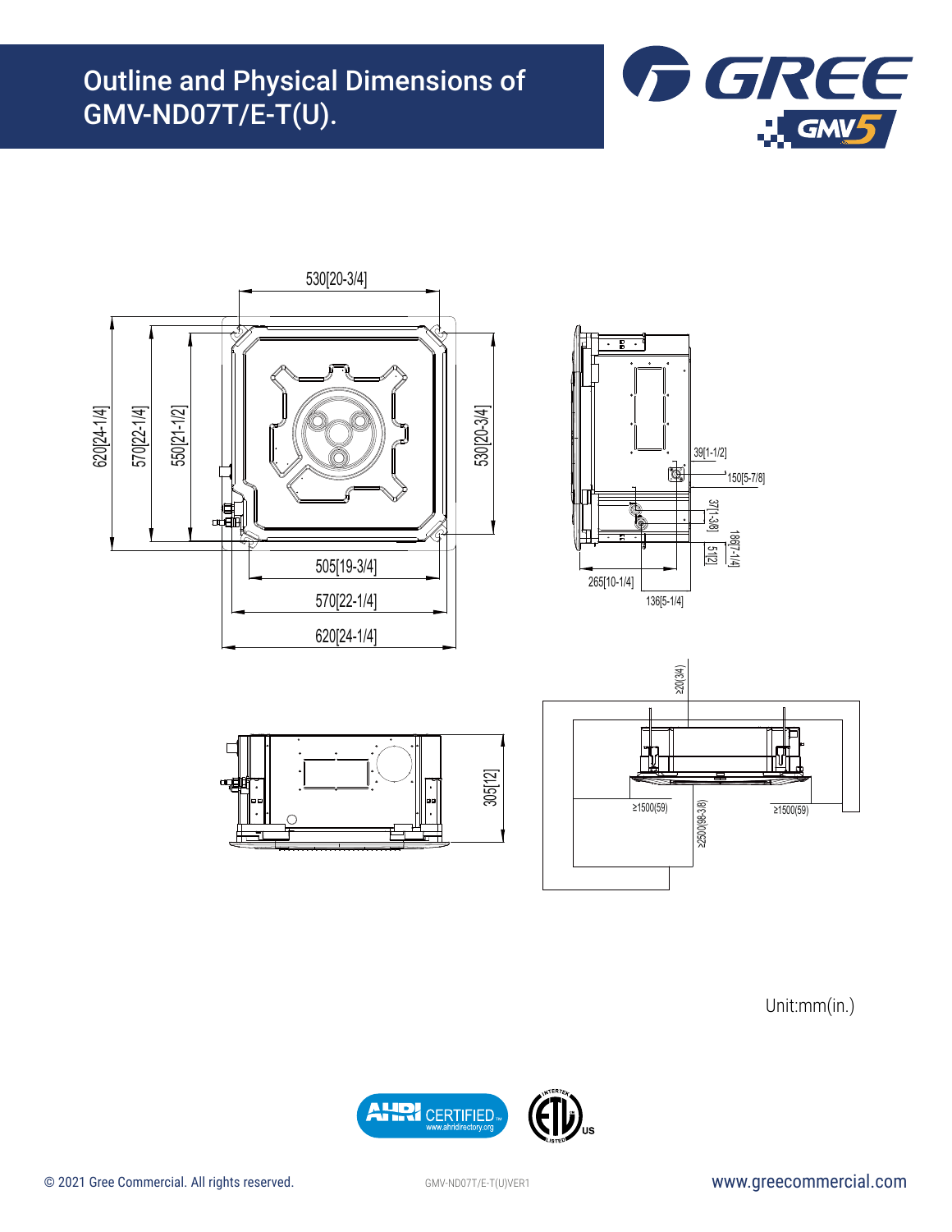# Outline and Physical Dimensions of GMV-ND07T/E-T(U).

530[20-3/4]

620[24-1/4]

570[22-1/4]

550[21-1/2]

530[20-3/4]

505[19-3/4]

570[22-1/4]

620[24-1/4]

39[1-1/2]

150[5-7/8]

37[1-3/8]

188[7-1/4]

51[2]

265[10-1/4]

136[5-1/4]

305[12]

≥20(3/4)

≥1500(59)

≥1500(59)

≥2500(98-3/8)

Unit:mm(in.)

© 2021 Gree Commercial. All rights reserved.

GMV-ND07T/E-T(U)VER1

www.greecommercial.com